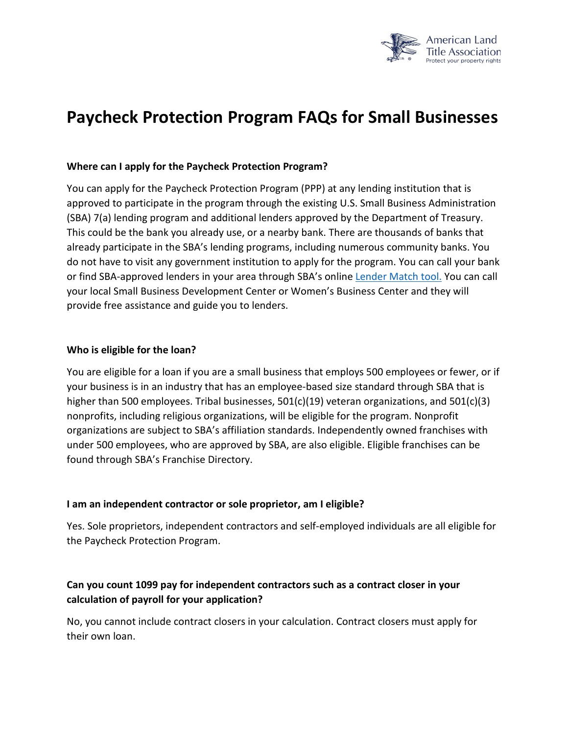# Paycheck Protection Program FAQs for Small Businesses

**Where can I apply for the Paycheck Protection Program?**

You can apply for the Paycheck Protection Program (PPP) at any lending institution that is approved to participate in the program through the existing U.S. Small Business Administration (SBA) 7(a) lending program and additional lenders approved by the Department of Treasury. This could be the bank you already use, or a nearby bank. There are thousands of banks that already participate in the SBA's lending programs, including numerous community banks. You do not have to visit any government institution to apply for the program. You can call your bank or find SBA-approved lenders in your area through SBA's online Lender Match tool. You can call your local Small Business Development Center or Women's Business Center and they will provide free assistance and guide you to lenders.

**Who is eligible for the loan?**

You are eligible for a loan if you are a small business that employs 500 employees or fewer, or if your business is in an industry that has an employee-based size standard through SBA that is higher than 500 employees. Tribal businesses, 501(c)(19) veteran organizations, and 501(c)(3) nonprofits, including religious organizations, will be eligible for the program. Nonprofit organizations are subject to SBA's affiliation standards. Independently owned franchises with under 500 employees, who are approved by SBA, are also eligible. Eligible franchises can be found through SBA's Franchise Directory.

**I am an independent contractor or sole proprietor, am I eligible?**

Yes. Sole proprietors, independent contractors and self-employed individuals are all eligible for the Paycheck Protection Program.

**Can you count 1099 pay for independent contractors such as a contract closer in your calculation of payroll for your application?**

No, you cannot include contract closers in your calculation. Contract closers must apply for their own loan.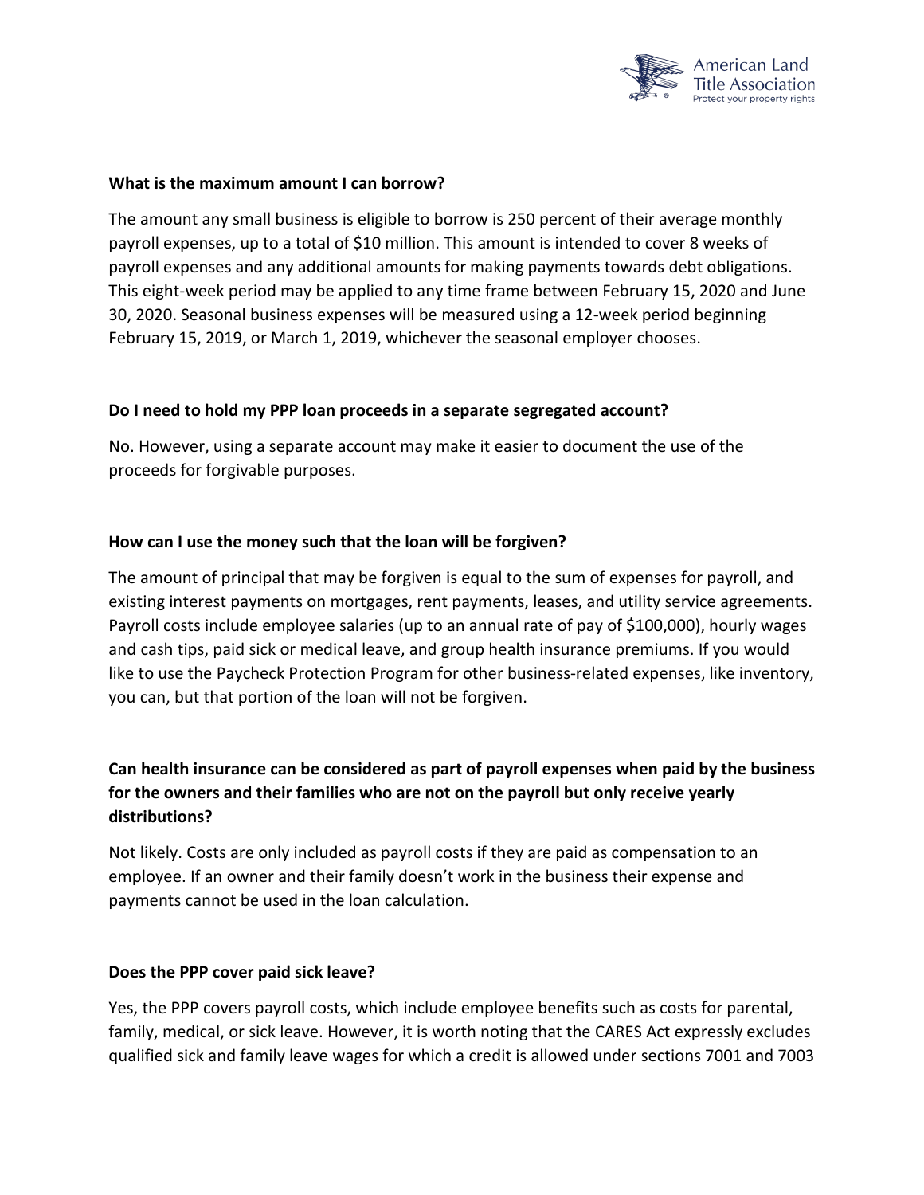**What is the maximum amount I can borrow?**

The amount any small business is eligible to borrow is 250 percent of their average monthly payroll expenses, up to a total of $10 million. This amount is intended to cover 8 weeks of payroll expenses and any additional amounts for making payments towards debt obligations. This eight-week period may be applied to any time frame between February 15, 2020 and June 30, 2020. Seasonal business expenses will be measured using a 12-week period beginning February 15, 2019, or March 1, 2019, whichever the seasonal employer chooses.

**Do I need to hold my PPP loan proceeds in a separate segregated account?**

No. However, using a separate account may make it easier to document the use of the proceeds for forgivable purposes.

**How can I use the money such that the loan will be forgiven?**

The amount of principal that may be forgiven is equal to the sum of expenses for payroll, and existing interest payments on mortgages, rent payments, leases, and utility service agreements. Payroll costs include employee salaries (up to an annual rate of pay of $100,000), hourly wages and cash tips, paid sick or medical leave, and group health insurance premiums. If you would like to use the Paycheck Protection Program for other business-related expenses, like inventory, you can, but that portion of the loan will not be forgiven.

**Can health insurance can be considered as part of payroll expenses when paid by the business for the owners and their families who are not on the payroll but only receive yearly distributions?**

Not likely. Costs are only included as payroll costs if they are paid as compensation to an employee. If an owner and their family doesn't work in the business their expense and payments cannot be used in the loan calculation.

**Does the PPP cover paid sick leave?**

Yes, the PPP covers payroll costs, which include employee benefits such as costs for parental, family, medical, or sick leave. However, it is worth noting that the CARES Act expressly excludes qualified sick and family leave wages for which a credit is allowed under sections 7001 and 7003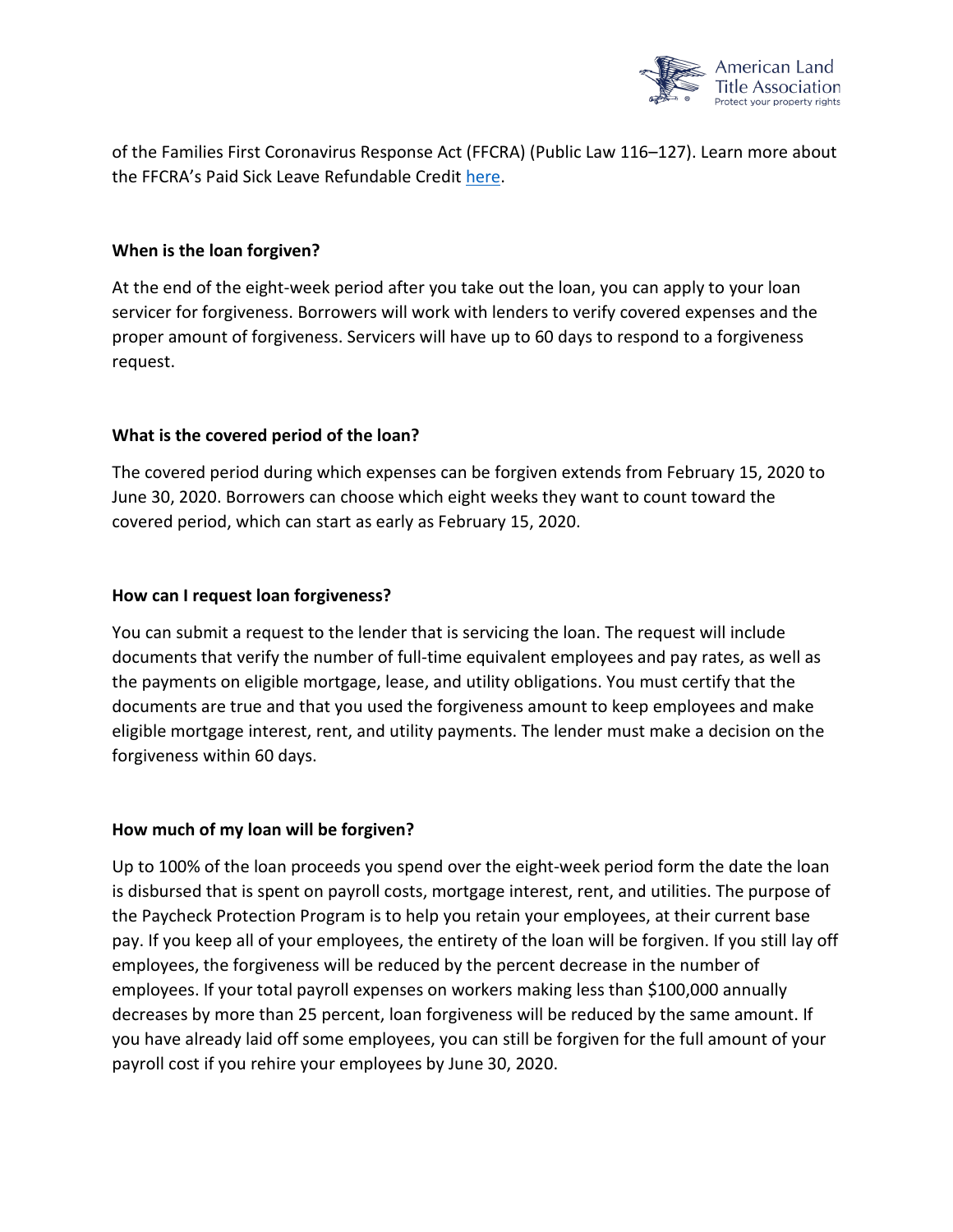of the Families First Coronavirus Response Act (FFCRA) (Public Law 116–127). Learn more about the FFCRA's Paid Sick Leave Refundable Credit [here](#).

**When is the loan forgiven?**

At the end of the eight-week period after you take out the loan, you can apply to your loan servicer for forgiveness. Borrowers will work with lenders to verify covered expenses and the proper amount of forgiveness. Servicers will have up to 60 days to respond to a forgiveness request.

**What is the covered period of the loan?**

The covered period during which expenses can be forgiven extends from February 15, 2020 to June 30, 2020. Borrowers can choose which eight weeks they want to count toward the covered period, which can start as early as February 15, 2020.

**How can I request loan forgiveness?**

You can submit a request to the lender that is servicing the loan. The request will include documents that verify the number of full-time equivalent employees and pay rates, as well as the payments on eligible mortgage, lease, and utility obligations. You must certify that the documents are true and that you used the forgiveness amount to keep employees and make eligible mortgage interest, rent, and utility payments. The lender must make a decision on the forgiveness within 60 days.

**How much of my loan will be forgiven?**

Up to 100% of the loan proceeds you spend over the eight-week period form the date the loan is disbursed that is spent on payroll costs, mortgage interest, rent, and utilities. The purpose of the Paycheck Protection Program is to help you retain your employees, at their current base pay. If you keep all of your employees, the entirety of the loan will be forgiven. If you still lay off employees, the forgiveness will be reduced by the percent decrease in the number of employees. If your total payroll expenses on workers making less than $100,000 annually decreases by more than 25 percent, loan forgiveness will be reduced by the same amount. If you have already laid off some employees, you can still be forgiven for the full amount of your payroll cost if you rehire your employees by June 30, 2020.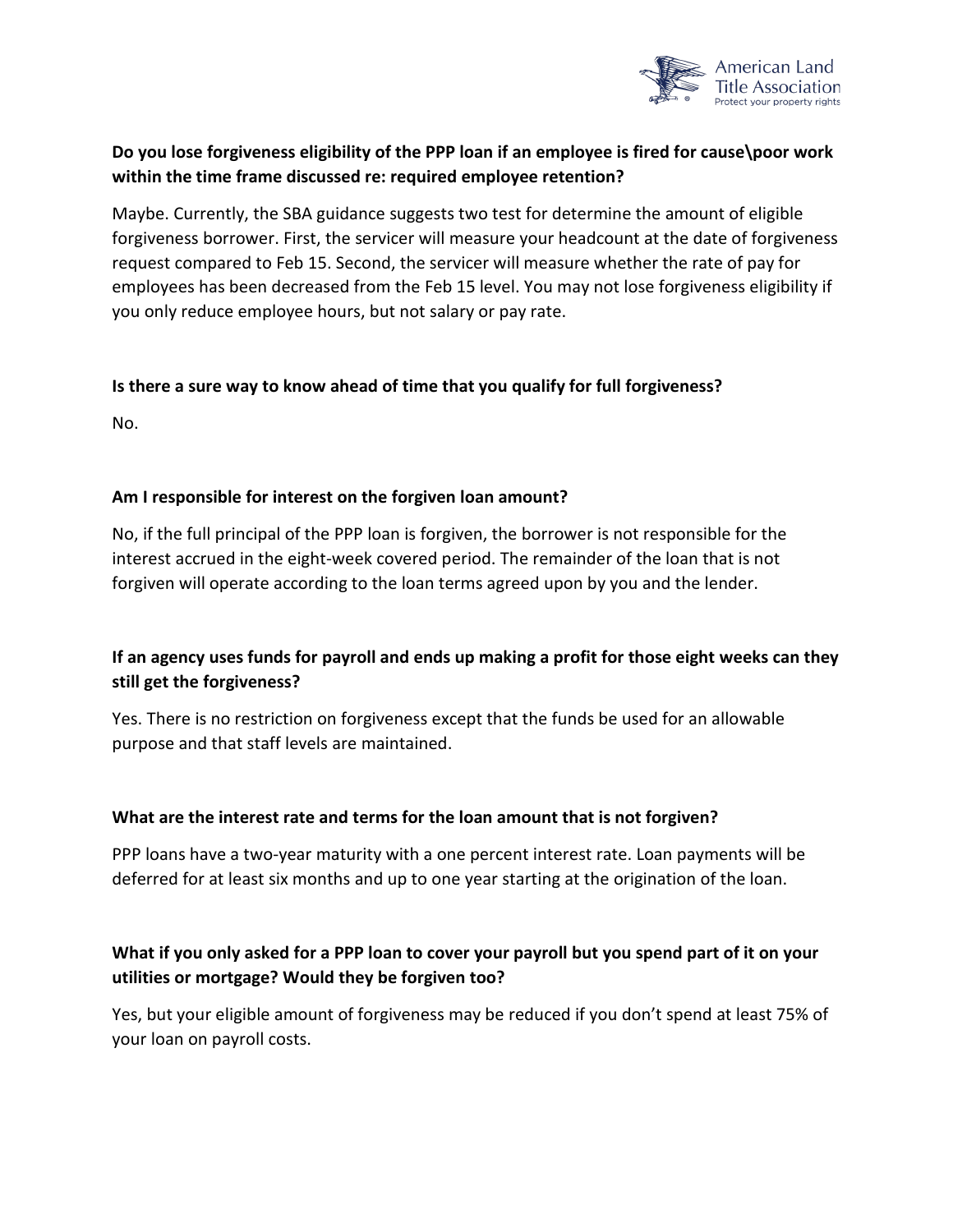**Do you lose forgiveness eligibility of the PPP loan if an employee is fired for cause\poor work within the time frame discussed re: required employee retention?**

Maybe. Currently, the SBA guidance suggests two test for determine the amount of eligible forgiveness borrower. First, the servicer will measure your headcount at the date of forgiveness request compared to Feb 15. Second, the servicer will measure whether the rate of pay for employees has been decreased from the Feb 15 level. You may not lose forgiveness eligibility if you only reduce employee hours, but not salary or pay rate.

**Is there a sure way to know ahead of time that you qualify for full forgiveness?**

No.

**Am I responsible for interest on the forgiven loan amount?**

No, if the full principal of the PPP loan is forgiven, the borrower is not responsible for the interest accrued in the eight-week covered period. The remainder of the loan that is not forgiven will operate according to the loan terms agreed upon by you and the lender.

**If an agency uses funds for payroll and ends up making a profit for those eight weeks can they still get the forgiveness?**

Yes. There is no restriction on forgiveness except that the funds be used for an allowable purpose and that staff levels are maintained.

**What are the interest rate and terms for the loan amount that is not forgiven?**

PPP loans have a two-year maturity with a one percent interest rate. Loan payments will be deferred for at least six months and up to one year starting at the origination of the loan.

**What if you only asked for a PPP loan to cover your payroll but you spend part of it on your utilities or mortgage? Would they be forgiven too?**

Yes, but your eligible amount of forgiveness may be reduced if you don't spend at least 75% of your loan on payroll costs.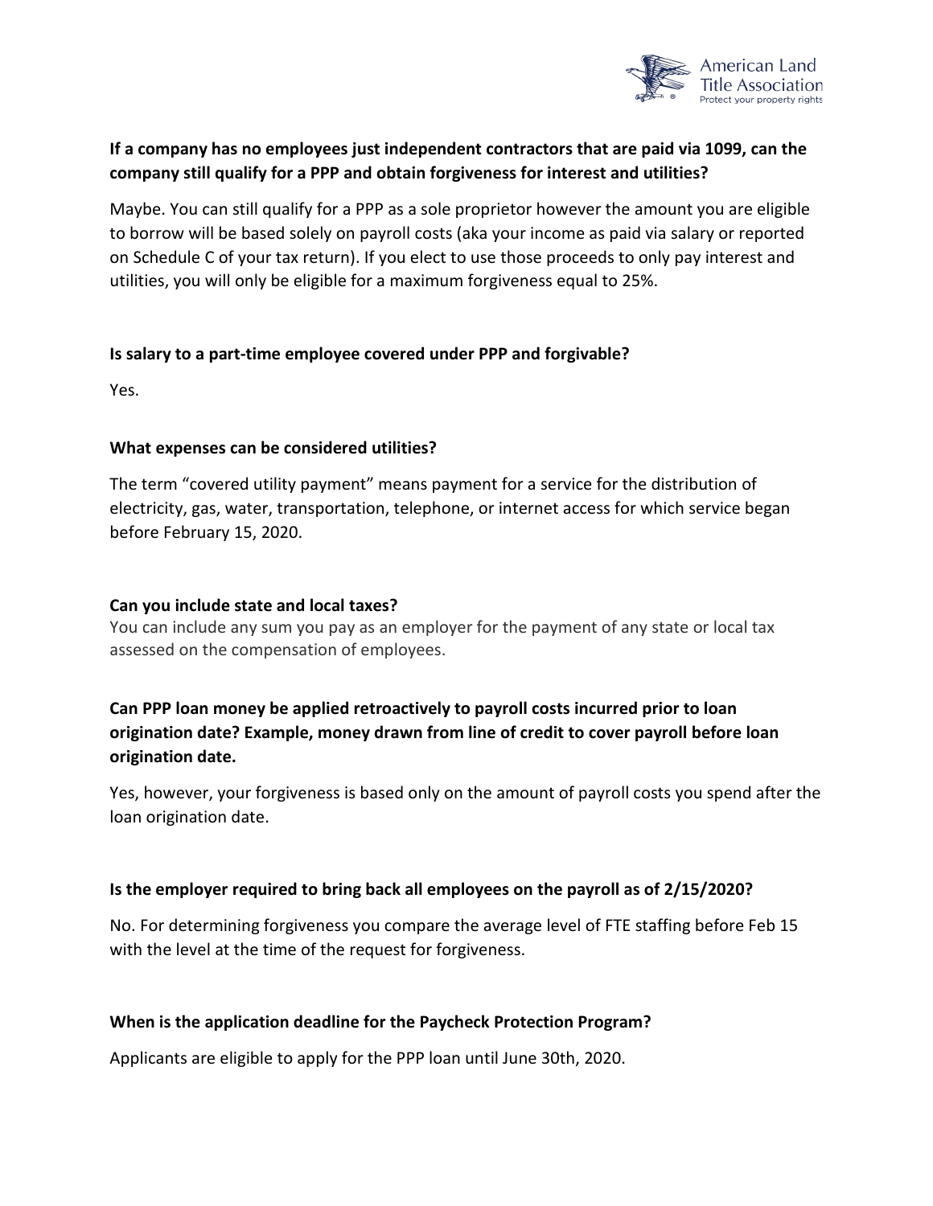**If a company has no employees just independent contractors that are paid via 1099, can the company still qualify for a PPP and obtain forgiveness for interest and utilities?**

Maybe. You can still qualify for a PPP as a sole proprietor however the amount you are eligible to borrow will be based solely on payroll costs (aka your income as paid via salary or reported on Schedule C of your tax return). If you elect to use those proceeds to only pay interest and utilities, you will only be eligible for a maximum forgiveness equal to 25%.

**Is salary to a part-time employee covered under PPP and forgivable?**

Yes.

**What expenses can be considered utilities?**

The term "covered utility payment" means payment for a service for the distribution of electricity, gas, water, transportation, telephone, or internet access for which service began before February 15, 2020.

**Can you include state and local taxes?**

You can include any sum you pay as an employer for the payment of any state or local tax assessed on the compensation of employees.

**Can PPP loan money be applied retroactively to payroll costs incurred prior to loan origination date? Example, money drawn from line of credit to cover payroll before loan origination date.**

Yes, however, your forgiveness is based only on the amount of payroll costs you spend after the loan origination date.

**Is the employer required to bring back all employees on the payroll as of 2/15/2020?**

No. For determining forgiveness you compare the average level of FTE staffing before Feb 15 with the level at the time of the request for forgiveness.

**When is the application deadline for the Paycheck Protection Program?**

Applicants are eligible to apply for the PPP loan until June 30th, 2020.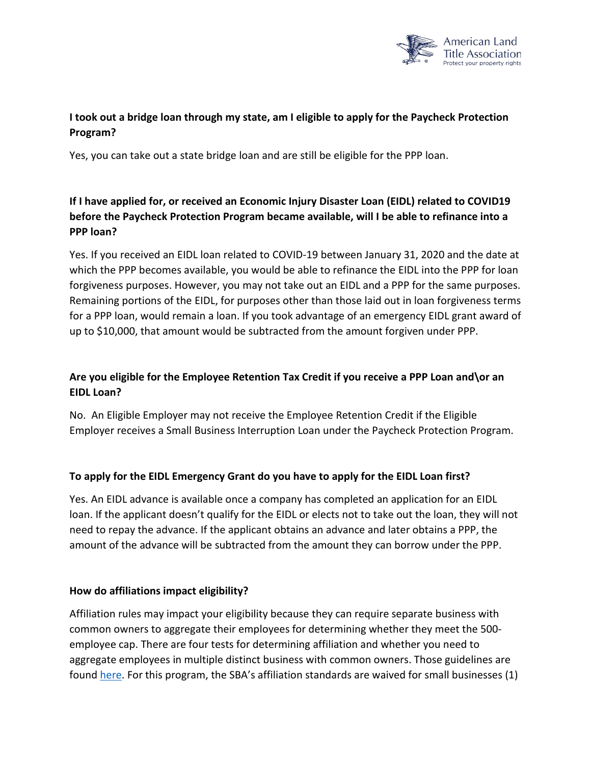**I took out a bridge loan through my state, am I eligible to apply for the Paycheck Protection Program?**

Yes, you can take out a state bridge loan and are still be eligible for the PPP loan.

**If I have applied for, or received an Economic Injury Disaster Loan (EIDL) related to COVID19 before the Paycheck Protection Program became available, will I be able to refinance into a PPP loan?**

Yes. If you received an EIDL loan related to COVID-19 between January 31, 2020 and the date at which the PPP becomes available, you would be able to refinance the EIDL into the PPP for loan forgiveness purposes. However, you may not take out an EIDL and a PPP for the same purposes. Remaining portions of the EIDL, for purposes other than those laid out in loan forgiveness terms for a PPP loan, would remain a loan. If you took advantage of an emergency EIDL grant award of up to $10,000, that amount would be subtracted from the amount forgiven under PPP.

**Are you eligible for the Employee Retention Tax Credit if you receive a PPP Loan and\or an EIDL Loan?**

No. An Eligible Employer may not receive the Employee Retention Credit if the Eligible Employer receives a Small Business Interruption Loan under the Paycheck Protection Program.

**To apply for the EIDL Emergency Grant do you have to apply for the EIDL Loan first?**

Yes. An EIDL advance is available once a company has completed an application for an EIDL loan. If the applicant doesn't qualify for the EIDL or elects not to take out the loan, they will not need to repay the advance. If the applicant obtains an advance and later obtains a PPP, the amount of the advance will be subtracted from the amount they can borrow under the PPP.

**How do affiliations impact eligibility?**

Affiliation rules may impact your eligibility because they can require separate business with common owners to aggregate their employees for determining whether they meet the 500-employee cap. There are four tests for determining affiliation and whether you need to aggregate employees in multiple distinct business with common owners. Those guidelines are found here. For this program, the SBA's affiliation standards are waived for small businesses (1)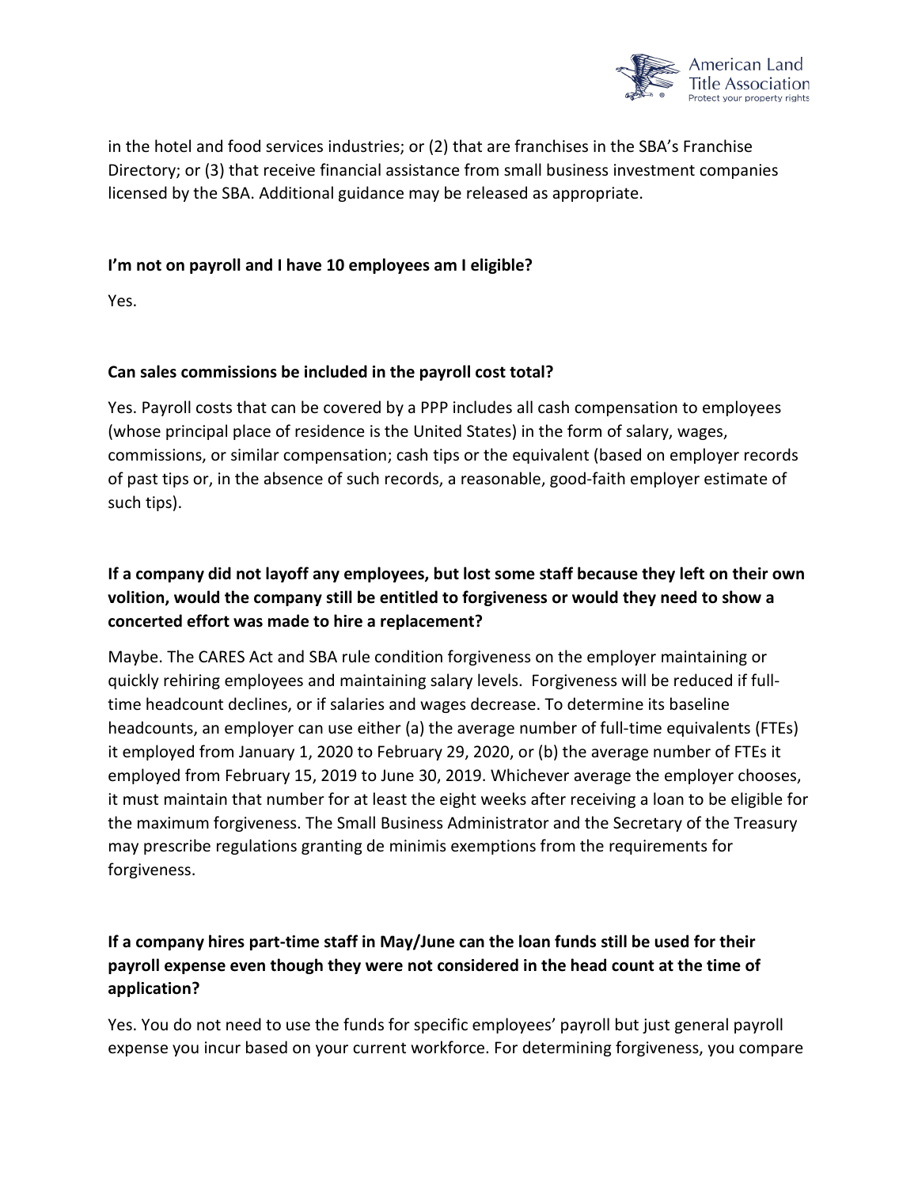in the hotel and food services industries; or (2) that are franchises in the SBA's Franchise Directory; or (3) that receive financial assistance from small business investment companies licensed by the SBA. Additional guidance may be released as appropriate.

**I'm not on payroll and I have 10 employees am I eligible?**

Yes.

**Can sales commissions be included in the payroll cost total?**

Yes. Payroll costs that can be covered by a PPP includes all cash compensation to employees (whose principal place of residence is the United States) in the form of salary, wages, commissions, or similar compensation; cash tips or the equivalent (based on employer records of past tips or, in the absence of such records, a reasonable, good-faith employer estimate of such tips).

**If a company did not layoff any employees, but lost some staff because they left on their own volition, would the company still be entitled to forgiveness or would they need to show a concerted effort was made to hire a replacement?**

Maybe. The CARES Act and SBA rule condition forgiveness on the employer maintaining or quickly rehiring employees and maintaining salary levels. Forgiveness will be reduced if full-time headcount declines, or if salaries and wages decrease. To determine its baseline headcounts, an employer can use either (a) the average number of full-time equivalents (FTEs) it employed from January 1, 2020 to February 29, 2020, or (b) the average number of FTEs it employed from February 15, 2019 to June 30, 2019. Whichever average the employer chooses, it must maintain that number for at least the eight weeks after receiving a loan to be eligible for the maximum forgiveness. The Small Business Administrator and the Secretary of the Treasury may prescribe regulations granting de minimis exemptions from the requirements for forgiveness.

**If a company hires part-time staff in May/June can the loan funds still be used for their payroll expense even though they were not considered in the head count at the time of application?**

Yes. You do not need to use the funds for specific employees' payroll but just general payroll expense you incur based on your current workforce. For determining forgiveness, you compare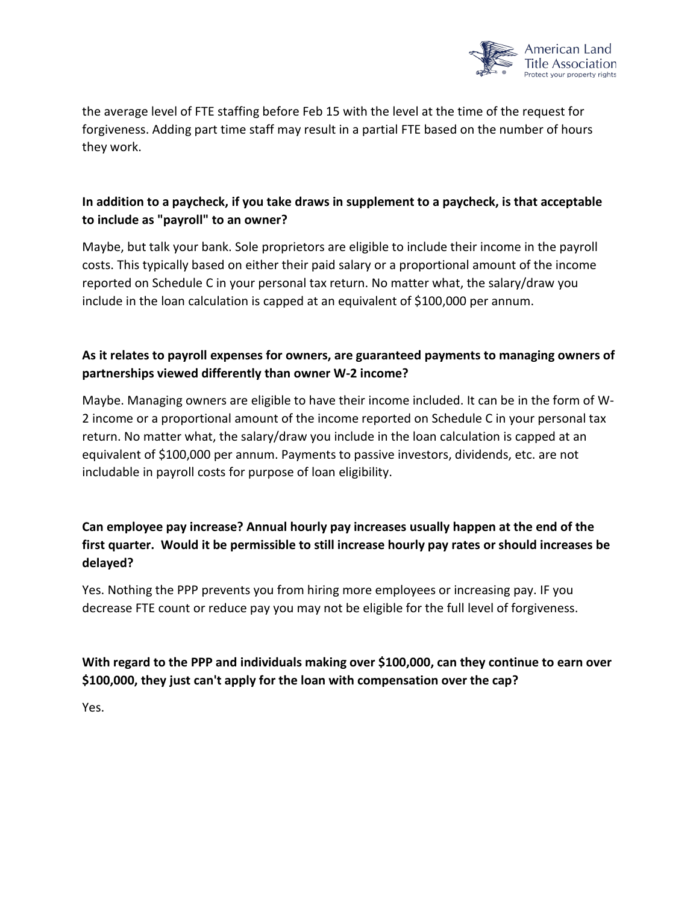the average level of FTE staffing before Feb 15 with the level at the time of the request for forgiveness. Adding part time staff may result in a partial FTE based on the number of hours they work.

**In addition to a paycheck, if you take draws in supplement to a paycheck, is that acceptable to include as "payroll" to an owner?**

Maybe, but talk your bank. Sole proprietors are eligible to include their income in the payroll costs. This typically based on either their paid salary or a proportional amount of the income reported on Schedule C in your personal tax return. No matter what, the salary/draw you include in the loan calculation is capped at an equivalent of $100,000 per annum.

**As it relates to payroll expenses for owners, are guaranteed payments to managing owners of partnerships viewed differently than owner W-2 income?**

Maybe. Managing owners are eligible to have their income included. It can be in the form of W-2 income or a proportional amount of the income reported on Schedule C in your personal tax return. No matter what, the salary/draw you include in the loan calculation is capped at an equivalent of $100,000 per annum. Payments to passive investors, dividends, etc. are not includable in payroll costs for purpose of loan eligibility.

**Can employee pay increase? Annual hourly pay increases usually happen at the end of the first quarter. Would it be permissible to still increase hourly pay rates or should increases be delayed?**

Yes. Nothing the PPP prevents you from hiring more employees or increasing pay. IF you decrease FTE count or reduce pay you may not be eligible for the full level of forgiveness.

**With regard to the PPP and individuals making over $100,000, can they continue to earn over $100,000, they just can't apply for the loan with compensation over the cap?**

Yes.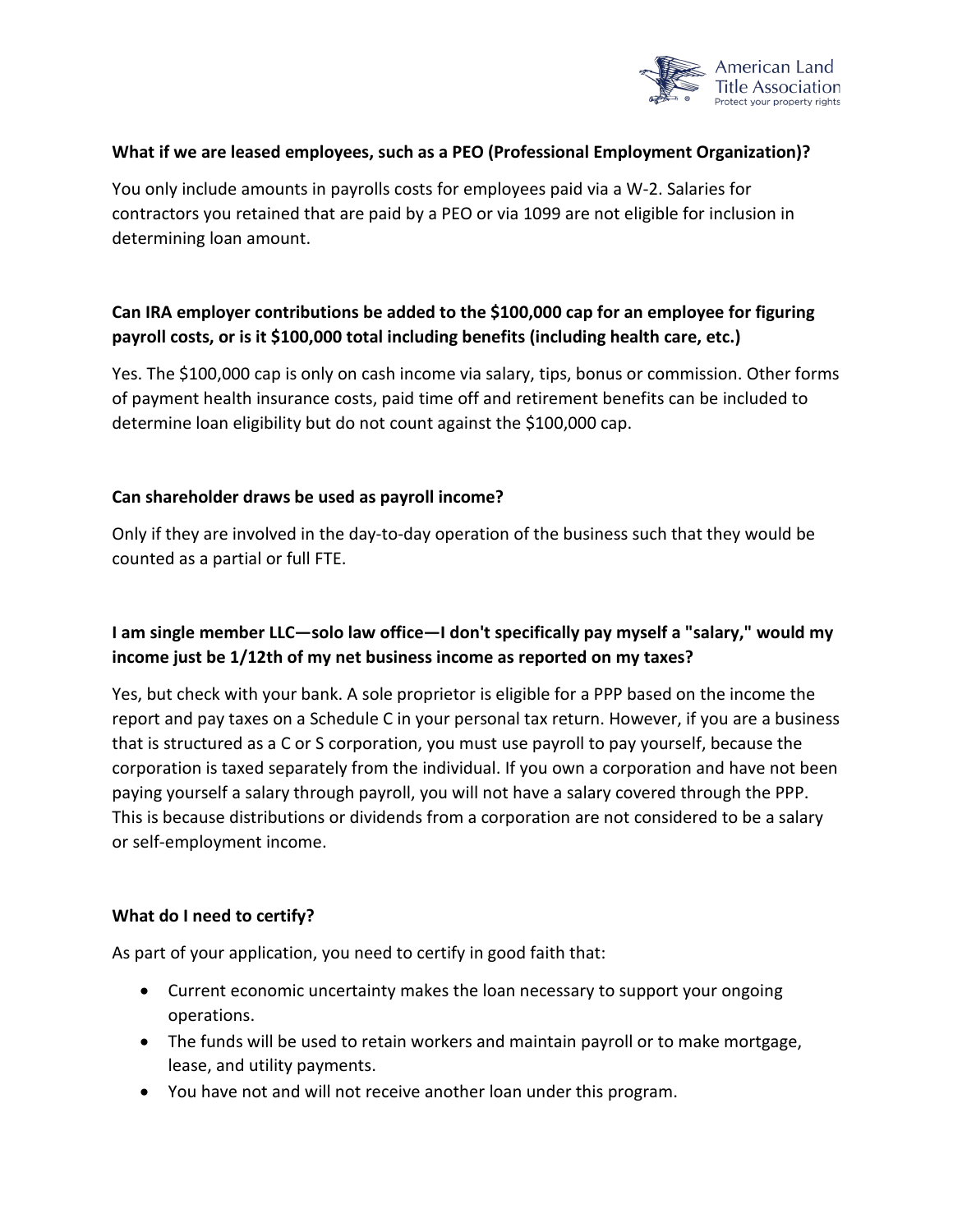**What if we are leased employees, such as a PEO (Professional Employment Organization)?**

You only include amounts in payrolls costs for employees paid via a W-2. Salaries for contractors you retained that are paid by a PEO or via 1099 are not eligible for inclusion in determining loan amount.

**Can IRA employer contributions be added to the $100,000 cap for an employee for figuring payroll costs, or is it $100,000 total including benefits (including health care, etc.)**

Yes. The $100,000 cap is only on cash income via salary, tips, bonus or commission. Other forms of payment health insurance costs, paid time off and retirement benefits can be included to determine loan eligibility but do not count against the $100,000 cap.

**Can shareholder draws be used as payroll income?**

Only if they are involved in the day-to-day operation of the business such that they would be counted as a partial or full FTE.

**I am single member LLC—solo law office—I don't specifically pay myself a "salary," would my income just be 1/12th of my net business income as reported on my taxes?**

Yes, but check with your bank. A sole proprietor is eligible for a PPP based on the income the report and pay taxes on a Schedule C in your personal tax return. However, if you are a business that is structured as a C or S corporation, you must use payroll to pay yourself, because the corporation is taxed separately from the individual. If you own a corporation and have not been paying yourself a salary through payroll, you will not have a salary covered through the PPP. This is because distributions or dividends from a corporation are not considered to be a salary or self-employment income.

**What do I need to certify?**

As part of your application, you need to certify in good faith that:

- Current economic uncertainty makes the loan necessary to support your ongoing operations.
- The funds will be used to retain workers and maintain payroll or to make mortgage, lease, and utility payments.
- You have not and will not receive another loan under this program.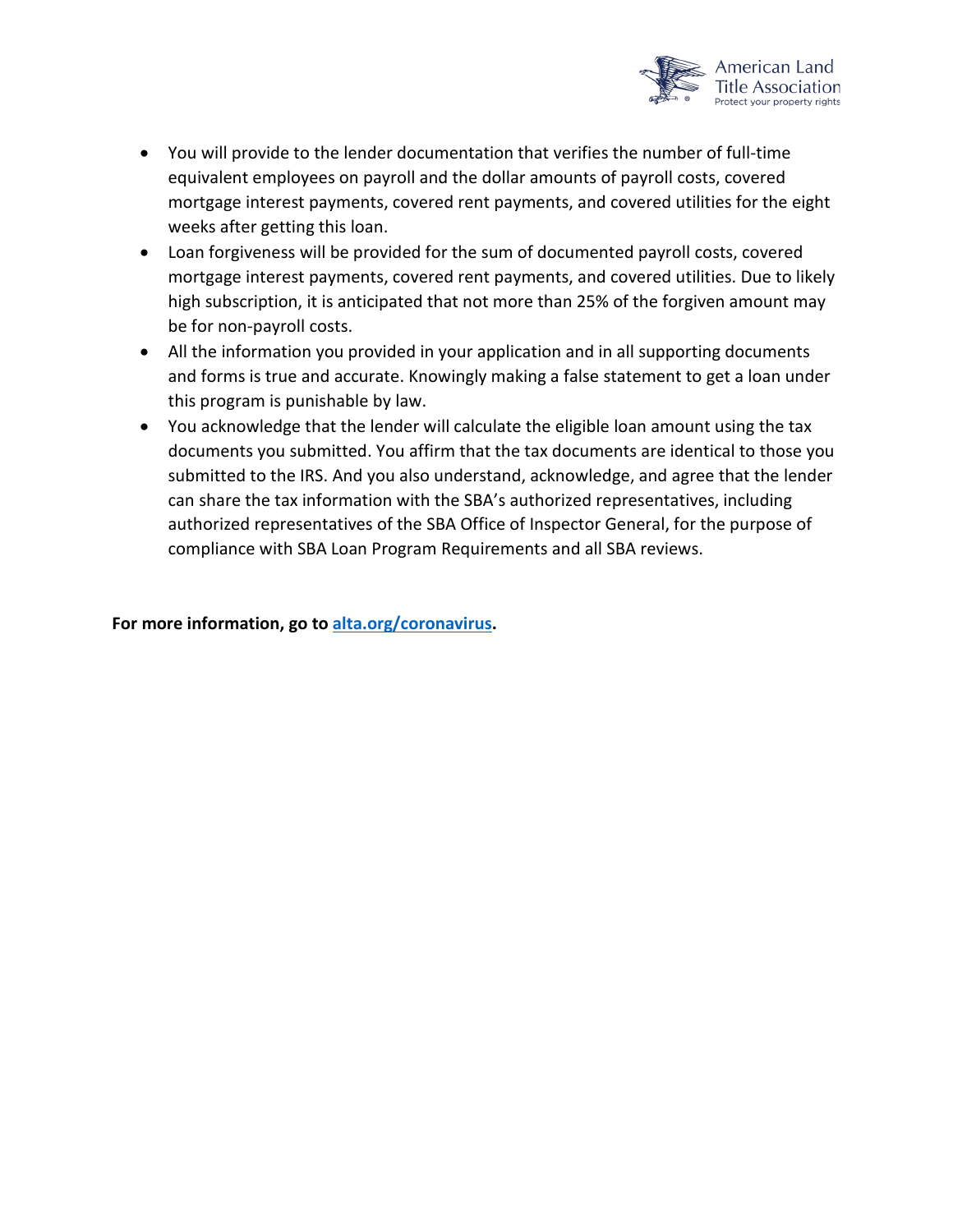- You will provide to the lender documentation that verifies the number of full-time equivalent employees on payroll and the dollar amounts of payroll costs, covered mortgage interest payments, covered rent payments, and covered utilities for the eight weeks after getting this loan.
- Loan forgiveness will be provided for the sum of documented payroll costs, covered mortgage interest payments, covered rent payments, and covered utilities. Due to likely high subscription, it is anticipated that not more than 25% of the forgiven amount may be for non-payroll costs.
- All the information you provided in your application and in all supporting documents and forms is true and accurate. Knowingly making a false statement to get a loan under this program is punishable by law.
- You acknowledge that the lender will calculate the eligible loan amount using the tax documents you submitted. You affirm that the tax documents are identical to those you submitted to the IRS. And you also understand, acknowledge, and agree that the lender can share the tax information with the SBA's authorized representatives, including authorized representatives of the SBA Office of Inspector General, for the purpose of compliance with SBA Loan Program Requirements and all SBA reviews.

**For more information, go to [alta.org/coronavirus](alta.org/coronavirus).**